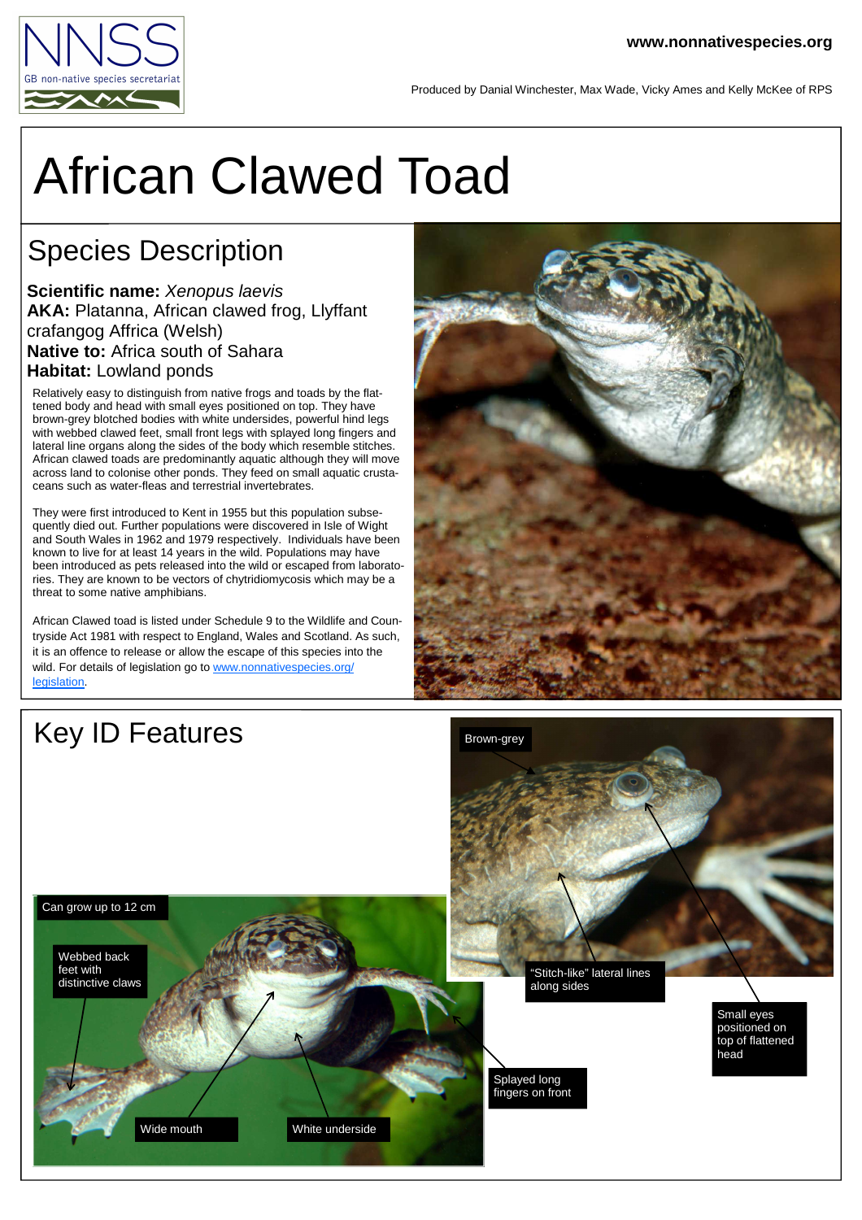www.nonnativespecies.org

NNSS
GB non-native species secretariat

Produced by Danial Winchester, Max Wade, Vicky Ames and Kelly McKee of RPS

# African Clawed Toad

## Species Description

**Scientific name:** *Xenopus laevis*
**AKA:** Platanna, African clawed frog, Llyffant crafangog Affrica (Welsh)
**Native to:** Africa south of Sahara
**Habitat:** Lowland ponds

Relatively easy to distinguish from native frogs and toads by the flattened body and head with small eyes positioned on top. They have brown-grey blotched bodies with white undersides, powerful hind legs with webbed clawed feet, small front legs with splayed long fingers and lateral line organs along the sides of the body which resemble stitches. African clawed toads are predominantly aquatic although they will move across land to colonise other ponds. They feed on small aquatic crustaceans such as water-fleas and terrestrial invertebrates.

They were first introduced to Kent in 1955 but this population subsequently died out. Further populations were discovered in Isle of Wight and South Wales in 1962 and 1979 respectively. Individuals have been known to live for at least 14 years in the wild. Populations may have been introduced as pets released into the wild or escaped from laboratories. They are known to be vectors of chytridiomycosis which may be a threat to some native amphibians.

African Clawed toad is listed under Schedule 9 to the Wildlife and Countryside Act 1981 with respect to England, Wales and Scotland. As such, it is an offence to release or allow the escape of this species into the wild. For details of legislation go to [www.nonnativespecies.org/legislation](www.nonnativespecies.org/legislation).

## Key ID Features

- Brown-grey
- "Stitch-like" lateral lines along sides
- Small eyes positioned on top of flattened head
- Can grow up to 12 cm
- Webbed back feet with distinctive claws
- Wide mouth
- White underside
- Splayed long fingers on front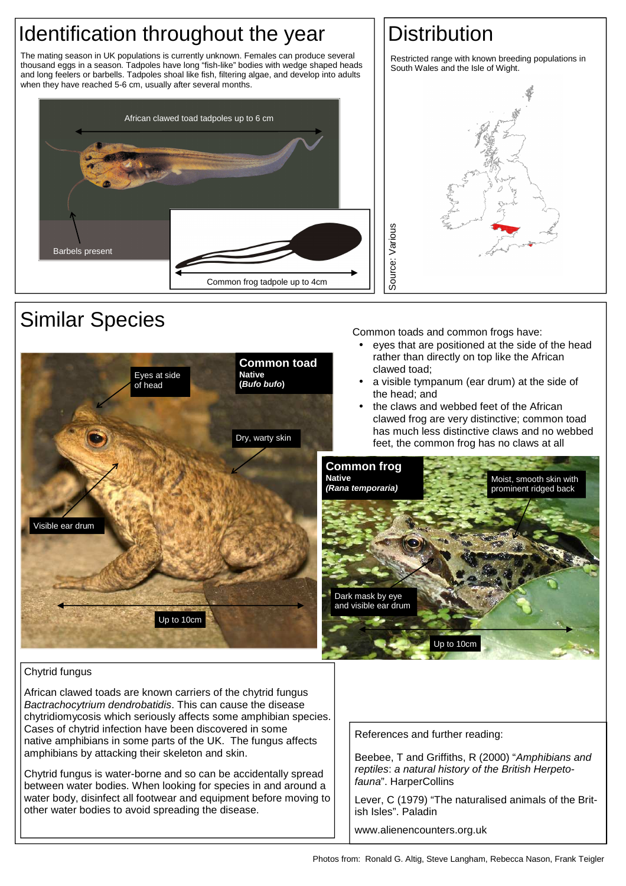# Identification throughout the year

The mating season in UK populations is currently unknown. Females can produce several thousand eggs in a season. Tadpoles have long "fish-like" bodies with wedge shaped heads and long feelers or barbells. Tadpoles shoal like fish, filtering algae, and develop into adults when they have reached 5-6 cm, usually after several months.

African clawed toad tadpoles up to 6 cm

Barbels present

Common frog tadpole up to 4cm

# Distribution

Restricted range with known breeding populations in South Wales and the Isle of Wight.

Source: Various

# Similar Species

Common toads and common frogs have:

- eyes that are positioned at the side of the head rather than directly on top like the African clawed toad;
- a visible tympanum (ear drum) at the side of the head; and
- the claws and webbed feet of the African clawed frog are very distinctive; common toad has much less distinctive claws and no webbed feet, the common frog has no claws at all

**Common toad**
**Native**
**(*Bufo bufo*)**

Eyes at side of head

Dry, warty skin

Visible ear drum

Up to 10cm

**Common frog**
**Native**
***(Rana temporaria)***

Moist, smooth skin with prominent ridged back

Dark mask by eye and visible ear drum

Up to 10cm

## Chytrid fungus

African clawed toads are known carriers of the chytrid fungus *Bactrachocytrium dendrobatidis*. This can cause the disease chytridiomycosis which seriously affects some amphibian species. Cases of chytrid infection have been discovered in some native amphibians in some parts of the UK. The fungus affects amphibians by attacking their skeleton and skin.

Chytrid fungus is water-borne and so can be accidentally spread between water bodies. When looking for species in and around a water body, disinfect all footwear and equipment before moving to other water bodies to avoid spreading the disease.

## References and further reading:

Beebee, T and Griffiths, R (2000) "*Amphibians and reptiles*: *a natural history of the British Herpeto-fauna*". HarperCollins

Lever, C (1979) "The naturalised animals of the British Isles". Paladin

www.alienencounters.org.uk

Photos from: Ronald G. Altig, Steve Langham, Rebecca Nason, Frank Teigler